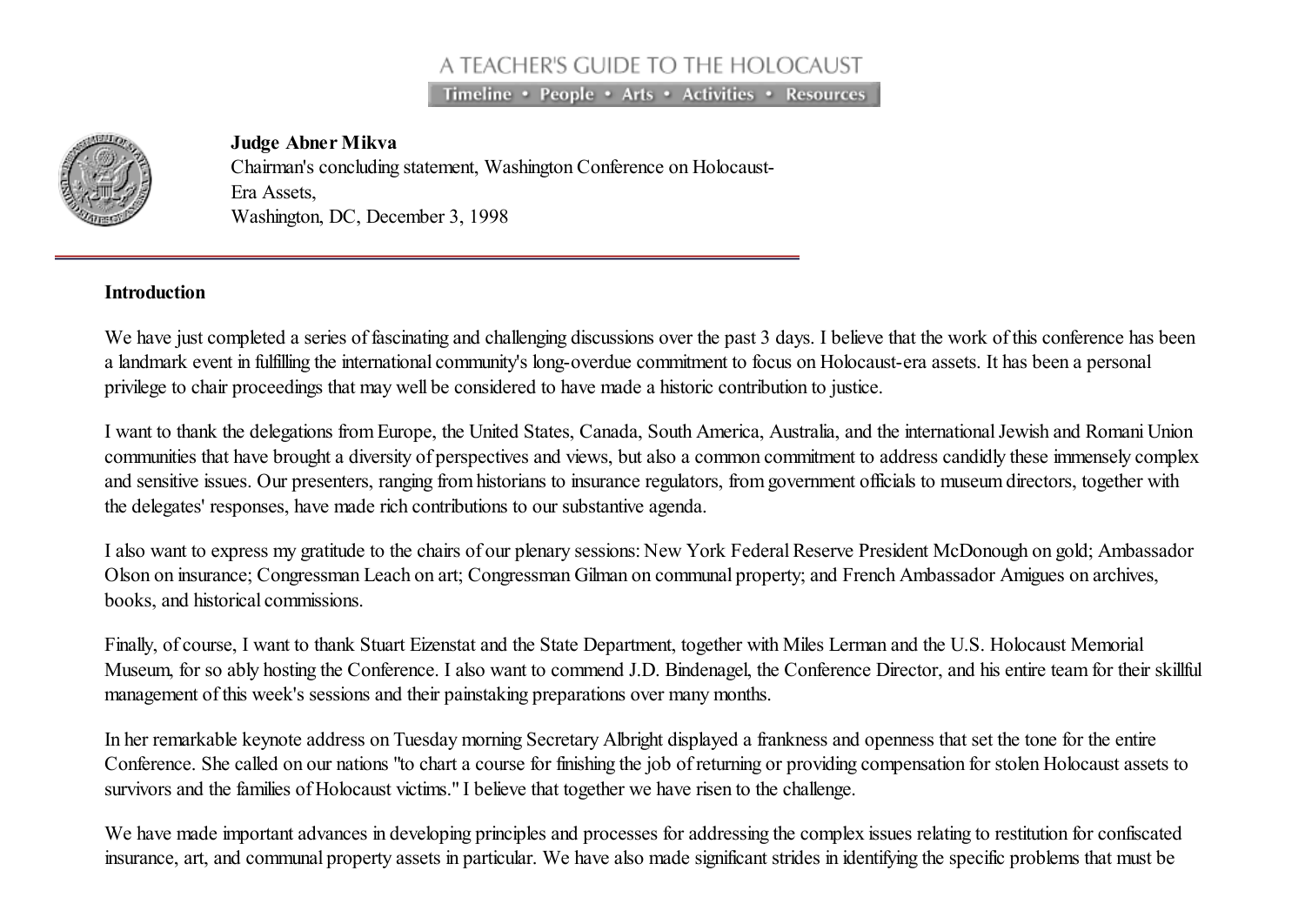A TEACHER'S GUIDE TO THE HOLOCAUST

Timeline • People • Arts • Activities • Resources

**Judge Abner Mikva**
Chairman's concluding statement, Washington Conference on Holocaust-Era Assets,
Washington, DC, December 3, 1998

**Introduction**

We have just completed a series of fascinating and challenging discussions over the past 3 days. I believe that the work of this conference has been a landmark event in fulfilling the international community's long-overdue commitment to focus on Holocaust-era assets. It has been a personal privilege to chair proceedings that may well be considered to have made a historic contribution to justice.

I want to thank the delegations from Europe, the United States, Canada, South America, Australia, and the international Jewish and Romani Union communities that have brought a diversity of perspectives and views, but also a common commitment to address candidly these immensely complex and sensitive issues. Our presenters, ranging from historians to insurance regulators, from government officials to museum directors, together with the delegates' responses, have made rich contributions to our substantive agenda.

I also want to express my gratitude to the chairs of our plenary sessions: New York Federal Reserve President McDonough on gold; Ambassador Olson on insurance; Congressman Leach on art; Congressman Gilman on communal property; and French Ambassador Amigues on archives, books, and historical commissions.

Finally, of course, I want to thank Stuart Eizenstat and the State Department, together with Miles Lerman and the U.S. Holocaust Memorial Museum, for so ably hosting the Conference. I also want to commend J.D. Bindenagel, the Conference Director, and his entire team for their skillful management of this week's sessions and their painstaking preparations over many months.

In her remarkable keynote address on Tuesday morning Secretary Albright displayed a frankness and openness that set the tone for the entire Conference. She called on our nations "to chart a course for finishing the job of returning or providing compensation for stolen Holocaust assets to survivors and the families of Holocaust victims." I believe that together we have risen to the challenge.

We have made important advances in developing principles and processes for addressing the complex issues relating to restitution for confiscated insurance, art, and communal property assets in particular. We have also made significant strides in identifying the specific problems that must be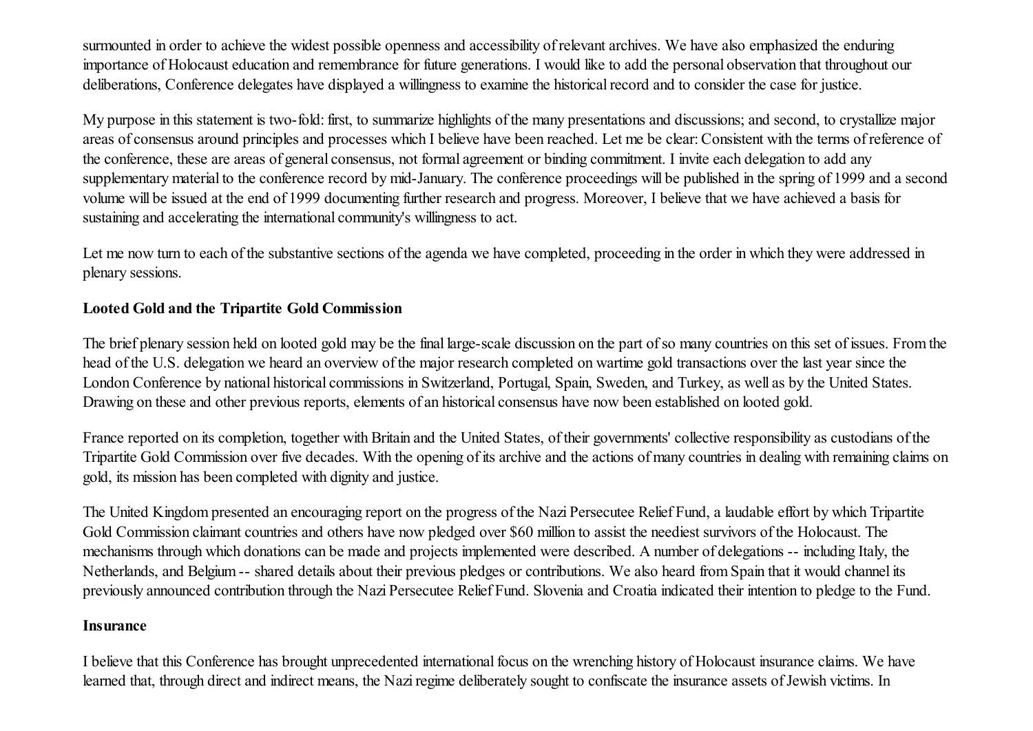surmounted in order to achieve the widest possible openness and accessibility of relevant archives. We have also emphasized the enduring importance of Holocaust education and remembrance for future generations. I would like to add the personal observation that throughout our deliberations, Conference delegates have displayed a willingness to examine the historical record and to consider the case for justice.

My purpose in this statement is two-fold: first, to summarize highlights of the many presentations and discussions; and second, to crystallize major areas of consensus around principles and processes which I believe have been reached. Let me be clear: Consistent with the terms of reference of the conference, these are areas of general consensus, not formal agreement or binding commitment. I invite each delegation to add any supplementary material to the conference record by mid-January. The conference proceedings will be published in the spring of 1999 and a second volume will be issued at the end of 1999 documenting further research and progress. Moreover, I believe that we have achieved a basis for sustaining and accelerating the international community's willingness to act.

Let me now turn to each of the substantive sections of the agenda we have completed, proceeding in the order in which they were addressed in plenary sessions.

**Looted Gold and the Tripartite Gold Commission**

The brief plenary session held on looted gold may be the final large-scale discussion on the part of so many countries on this set of issues. From the head of the U.S. delegation we heard an overview of the major research completed on wartime gold transactions over the last year since the London Conference by national historical commissions in Switzerland, Portugal, Spain, Sweden, and Turkey, as well as by the United States. Drawing on these and other previous reports, elements of an historical consensus have now been established on looted gold.

France reported on its completion, together with Britain and the United States, of their governments' collective responsibility as custodians of the Tripartite Gold Commission over five decades. With the opening of its archive and the actions of many countries in dealing with remaining claims on gold, its mission has been completed with dignity and justice.

The United Kingdom presented an encouraging report on the progress of the Nazi Persecutee Relief Fund, a laudable effort by which Tripartite Gold Commission claimant countries and others have now pledged over $60 million to assist the neediest survivors of the Holocaust. The mechanisms through which donations can be made and projects implemented were described. A number of delegations -- including Italy, the Netherlands, and Belgium -- shared details about their previous pledges or contributions. We also heard from Spain that it would channel its previously announced contribution through the Nazi Persecutee Relief Fund. Slovenia and Croatia indicated their intention to pledge to the Fund.

**Insurance**

I believe that this Conference has brought unprecedented international focus on the wrenching history of Holocaust insurance claims. We have learned that, through direct and indirect means, the Nazi regime deliberately sought to confiscate the insurance assets of Jewish victims. In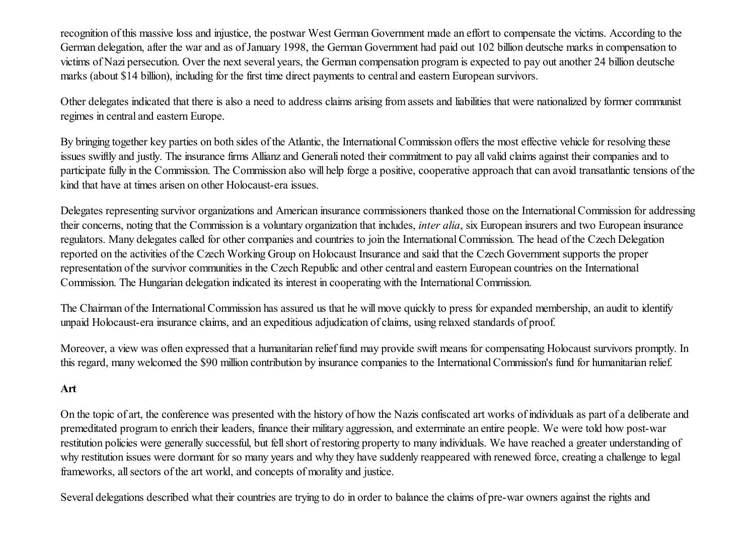recognition of this massive loss and injustice, the postwar West German Government made an effort to compensate the victims. According to the German delegation, after the war and as of January 1998, the German Government had paid out 102 billion deutsche marks in compensation to victims of Nazi persecution. Over the next several years, the German compensation program is expected to pay out another 24 billion deutsche marks (about $14 billion), including for the first time direct payments to central and eastern European survivors.

Other delegates indicated that there is also a need to address claims arising from assets and liabilities that were nationalized by former communist regimes in central and eastern Europe.

By bringing together key parties on both sides of the Atlantic, the International Commission offers the most effective vehicle for resolving these issues swiftly and justly. The insurance firms Allianz and Generali noted their commitment to pay all valid claims against their companies and to participate fully in the Commission. The Commission also will help forge a positive, cooperative approach that can avoid transatlantic tensions of the kind that have at times arisen on other Holocaust-era issues.

Delegates representing survivor organizations and American insurance commissioners thanked those on the International Commission for addressing their concerns, noting that the Commission is a voluntary organization that includes, *inter alia*, six European insurers and two European insurance regulators. Many delegates called for other companies and countries to join the International Commission. The head of the Czech Delegation reported on the activities of the Czech Working Group on Holocaust Insurance and said that the Czech Government supports the proper representation of the survivor communities in the Czech Republic and other central and eastern European countries on the International Commission. The Hungarian delegation indicated its interest in cooperating with the International Commission.

The Chairman of the International Commission has assured us that he will move quickly to press for expanded membership, an audit to identify unpaid Holocaust-era insurance claims, and an expeditious adjudication of claims, using relaxed standards of proof.

Moreover, a view was often expressed that a humanitarian relief fund may provide swift means for compensating Holocaust survivors promptly. In this regard, many welcomed the $90 million contribution by insurance companies to the International Commission's fund for humanitarian relief.

**Art**

On the topic of art, the conference was presented with the history of how the Nazis confiscated art works of individuals as part of a deliberate and premeditated program to enrich their leaders, finance their military aggression, and exterminate an entire people. We were told how post-war restitution policies were generally successful, but fell short of restoring property to many individuals. We have reached a greater understanding of why restitution issues were dormant for so many years and why they have suddenly reappeared with renewed force, creating a challenge to legal frameworks, all sectors of the art world, and concepts of morality and justice.

Several delegations described what their countries are trying to do in order to balance the claims of pre-war owners against the rights and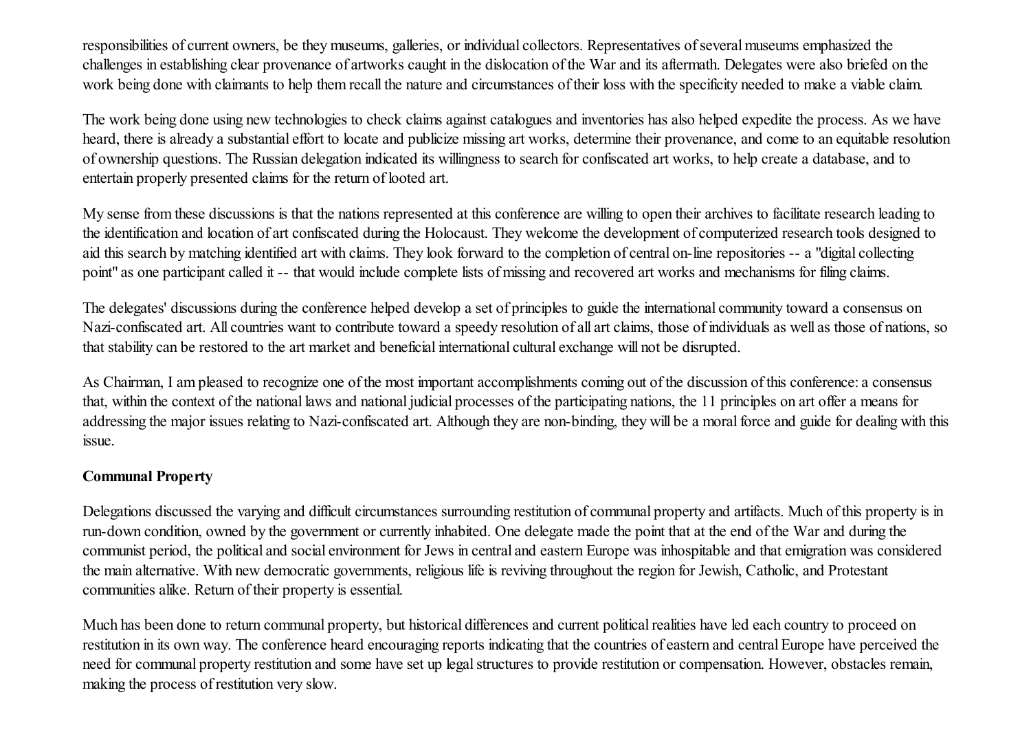responsibilities of current owners, be they museums, galleries, or individual collectors. Representatives of several museums emphasized the challenges in establishing clear provenance of artworks caught in the dislocation of the War and its aftermath. Delegates were also briefed on the work being done with claimants to help them recall the nature and circumstances of their loss with the specificity needed to make a viable claim.

The work being done using new technologies to check claims against catalogues and inventories has also helped expedite the process. As we have heard, there is already a substantial effort to locate and publicize missing art works, determine their provenance, and come to an equitable resolution of ownership questions. The Russian delegation indicated its willingness to search for confiscated art works, to help create a database, and to entertain properly presented claims for the return of looted art.

My sense from these discussions is that the nations represented at this conference are willing to open their archives to facilitate research leading to the identification and location of art confiscated during the Holocaust. They welcome the development of computerized research tools designed to aid this search by matching identified art with claims. They look forward to the completion of central on-line repositories -- a "digital collecting point" as one participant called it -- that would include complete lists of missing and recovered art works and mechanisms for filing claims.

The delegates' discussions during the conference helped develop a set of principles to guide the international community toward a consensus on Nazi-confiscated art. All countries want to contribute toward a speedy resolution of all art claims, those of individuals as well as those of nations, so that stability can be restored to the art market and beneficial international cultural exchange will not be disrupted.

As Chairman, I am pleased to recognize one of the most important accomplishments coming out of the discussion of this conference: a consensus that, within the context of the national laws and national judicial processes of the participating nations, the 11 principles on art offer a means for addressing the major issues relating to Nazi-confiscated art. Although they are non-binding, they will be a moral force and guide for dealing with this issue.

**Communal Property**

Delegations discussed the varying and difficult circumstances surrounding restitution of communal property and artifacts. Much of this property is in run-down condition, owned by the government or currently inhabited. One delegate made the point that at the end of the War and during the communist period, the political and social environment for Jews in central and eastern Europe was inhospitable and that emigration was considered the main alternative. With new democratic governments, religious life is reviving throughout the region for Jewish, Catholic, and Protestant communities alike. Return of their property is essential.

Much has been done to return communal property, but historical differences and current political realities have led each country to proceed on restitution in its own way. The conference heard encouraging reports indicating that the countries of eastern and central Europe have perceived the need for communal property restitution and some have set up legal structures to provide restitution or compensation. However, obstacles remain, making the process of restitution very slow.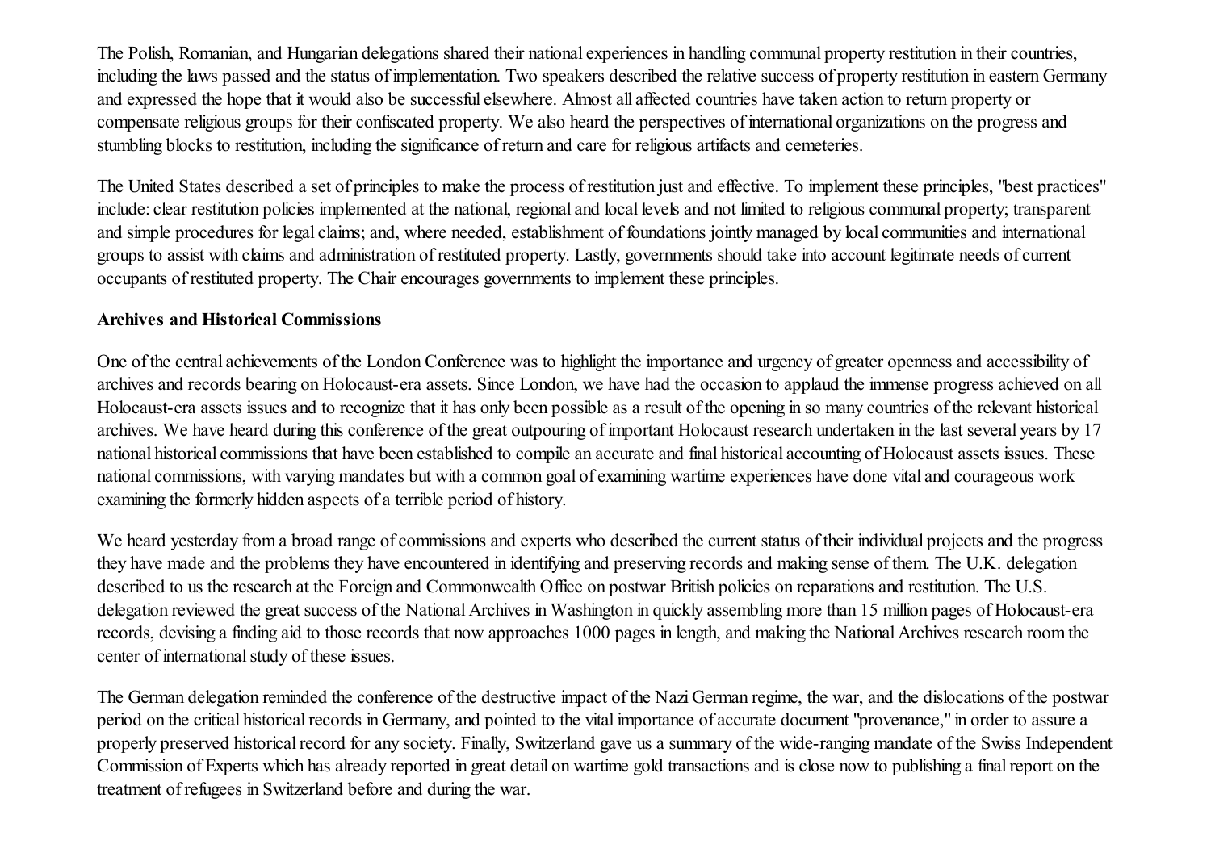The Polish, Romanian, and Hungarian delegations shared their national experiences in handling communal property restitution in their countries, including the laws passed and the status of implementation. Two speakers described the relative success of property restitution in eastern Germany and expressed the hope that it would also be successful elsewhere. Almost all affected countries have taken action to return property or compensate religious groups for their confiscated property. We also heard the perspectives of international organizations on the progress and stumbling blocks to restitution, including the significance of return and care for religious artifacts and cemeteries.

The United States described a set of principles to make the process of restitution just and effective. To implement these principles, "best practices" include: clear restitution policies implemented at the national, regional and local levels and not limited to religious communal property; transparent and simple procedures for legal claims; and, where needed, establishment of foundations jointly managed by local communities and international groups to assist with claims and administration of restituted property. Lastly, governments should take into account legitimate needs of current occupants of restituted property. The Chair encourages governments to implement these principles.

**Archives and Historical Commissions**

One of the central achievements of the London Conference was to highlight the importance and urgency of greater openness and accessibility of archives and records bearing on Holocaust-era assets. Since London, we have had the occasion to applaud the immense progress achieved on all Holocaust-era assets issues and to recognize that it has only been possible as a result of the opening in so many countries of the relevant historical archives. We have heard during this conference of the great outpouring of important Holocaust research undertaken in the last several years by 17 national historical commissions that have been established to compile an accurate and final historical accounting of Holocaust assets issues. These national commissions, with varying mandates but with a common goal of examining wartime experiences have done vital and courageous work examining the formerly hidden aspects of a terrible period of history.

We heard yesterday from a broad range of commissions and experts who described the current status of their individual projects and the progress they have made and the problems they have encountered in identifying and preserving records and making sense of them. The U.K. delegation described to us the research at the Foreign and Commonwealth Office on postwar British policies on reparations and restitution. The U.S. delegation reviewed the great success of the National Archives in Washington in quickly assembling more than 15 million pages of Holocaust-era records, devising a finding aid to those records that now approaches 1000 pages in length, and making the National Archives research room the center of international study of these issues.

The German delegation reminded the conference of the destructive impact of the Nazi German regime, the war, and the dislocations of the postwar period on the critical historical records in Germany, and pointed to the vital importance of accurate document "provenance," in order to assure a properly preserved historical record for any society. Finally, Switzerland gave us a summary of the wide-ranging mandate of the Swiss Independent Commission of Experts which has already reported in great detail on wartime gold transactions and is close now to publishing a final report on the treatment of refugees in Switzerland before and during the war.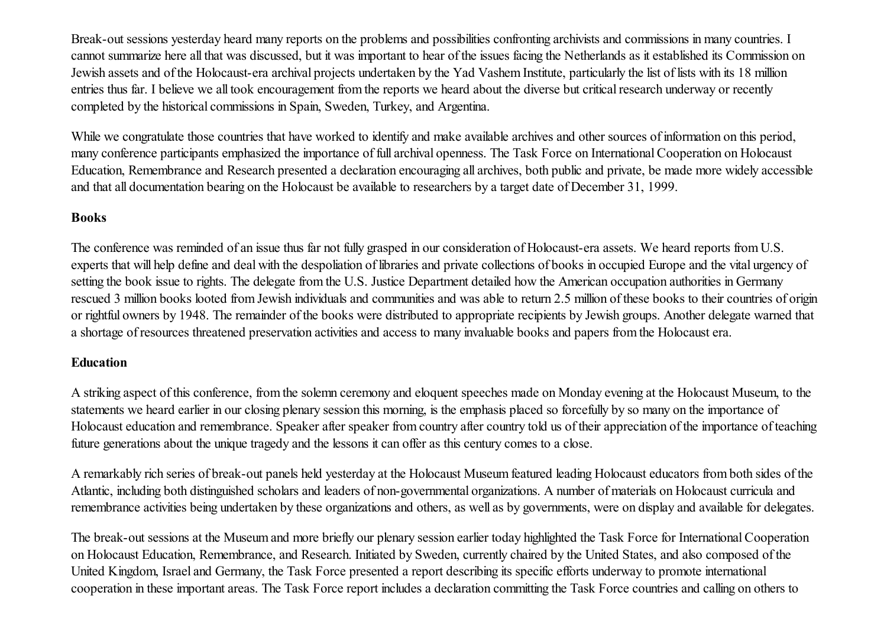Break-out sessions yesterday heard many reports on the problems and possibilities confronting archivists and commissions in many countries. I cannot summarize here all that was discussed, but it was important to hear of the issues facing the Netherlands as it established its Commission on Jewish assets and of the Holocaust-era archival projects undertaken by the Yad Vashem Institute, particularly the list of lists with its 18 million entries thus far. I believe we all took encouragement from the reports we heard about the diverse but critical research underway or recently completed by the historical commissions in Spain, Sweden, Turkey, and Argentina.

While we congratulate those countries that have worked to identify and make available archives and other sources of information on this period, many conference participants emphasized the importance of full archival openness. The Task Force on International Cooperation on Holocaust Education, Remembrance and Research presented a declaration encouraging all archives, both public and private, be made more widely accessible and that all documentation bearing on the Holocaust be available to researchers by a target date of December 31, 1999.

**Books**

The conference was reminded of an issue thus far not fully grasped in our consideration of Holocaust-era assets. We heard reports from U.S. experts that will help define and deal with the despoliation of libraries and private collections of books in occupied Europe and the vital urgency of setting the book issue to rights. The delegate from the U.S. Justice Department detailed how the American occupation authorities in Germany rescued 3 million books looted from Jewish individuals and communities and was able to return 2.5 million of these books to their countries of origin or rightful owners by 1948. The remainder of the books were distributed to appropriate recipients by Jewish groups. Another delegate warned that a shortage of resources threatened preservation activities and access to many invaluable books and papers from the Holocaust era.

**Education**

A striking aspect of this conference, from the solemn ceremony and eloquent speeches made on Monday evening at the Holocaust Museum, to the statements we heard earlier in our closing plenary session this morning, is the emphasis placed so forcefully by so many on the importance of Holocaust education and remembrance. Speaker after speaker from country after country told us of their appreciation of the importance of teaching future generations about the unique tragedy and the lessons it can offer as this century comes to a close.

A remarkably rich series of break-out panels held yesterday at the Holocaust Museum featured leading Holocaust educators from both sides of the Atlantic, including both distinguished scholars and leaders of non-governmental organizations. A number of materials on Holocaust curricula and remembrance activities being undertaken by these organizations and others, as well as by governments, were on display and available for delegates.

The break-out sessions at the Museum and more briefly our plenary session earlier today highlighted the Task Force for International Cooperation on Holocaust Education, Remembrance, and Research. Initiated by Sweden, currently chaired by the United States, and also composed of the United Kingdom, Israel and Germany, the Task Force presented a report describing its specific efforts underway to promote international cooperation in these important areas. The Task Force report includes a declaration committing the Task Force countries and calling on others to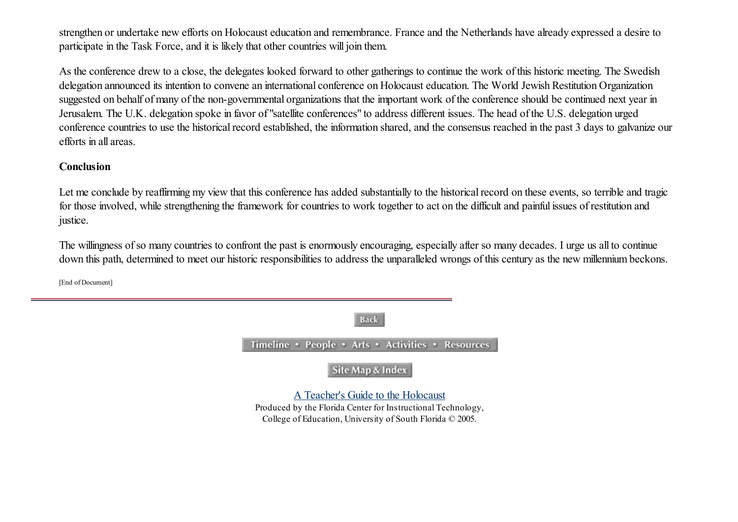strengthen or undertake new efforts on Holocaust education and remembrance. France and the Netherlands have already expressed a desire to participate in the Task Force, and it is likely that other countries will join them.

As the conference drew to a close, the delegates looked forward to other gatherings to continue the work of this historic meeting. The Swedish delegation announced its intention to convene an international conference on Holocaust education. The World Jewish Restitution Organization suggested on behalf of many of the non-governmental organizations that the important work of the conference should be continued next year in Jerusalem. The U.K. delegation spoke in favor of "satellite conferences" to address different issues. The head of the U.S. delegation urged conference countries to use the historical record established, the information shared, and the consensus reached in the past 3 days to galvanize our efforts in all areas.

**Conclusion**

Let me conclude by reaffirming my view that this conference has added substantially to the historical record on these events, so terrible and tragic for those involved, while strengthening the framework for countries to work together to act on the difficult and painful issues of restitution and justice.

The willingness of so many countries to confront the past is enormously encouraging, especially after so many decades. I urge us all to continue down this path, determined to meet our historic responsibilities to address the unparalleled wrongs of this century as the new millennium beckons.

[End of Document]

---

Back

Timeline • People • Arts • Activities • Resources

Site Map & Index

A Teacher's Guide to the Holocaust
Produced by the Florida Center for Instructional Technology,
College of Education, University of South Florida © 2005.